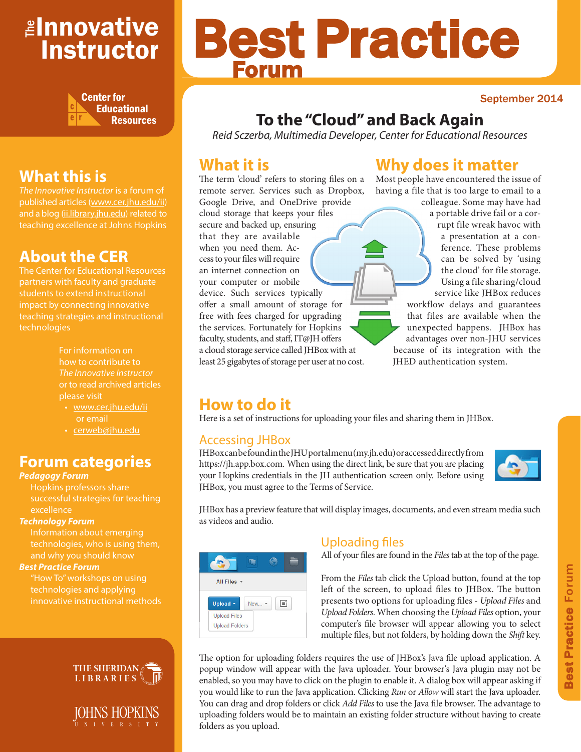# The Innovative Instructor

Center for Educational Resources

## What this is

*The Innovative Instructor* is a forum of published articles (www.cer.jhu.edu/ii) and a blog (ii.library.jhu.edu) related to teaching excellence at Johns Hopkins

## About the CER

The Center for Educational Resources partners with faculty and graduate students to extend instructional impact by connecting innovative teaching strategies and instructional technologies

For information on how to contribute to *The Innovative Instructor* or to read archived articles please visit

- www.cer.jhu.edu/ii or email
- cerweb@jhu.edu

## Forum categories

***Pedagogy Forum***
Hopkins professors share successful strategies for teaching excellence

***Technology Forum***
Information about emerging technologies, who is using them, and why you should know

***Best Practice Forum***
"How To" workshops on using technologies and applying innovative instructional methods

THE SHERIDAN LIBRARIES

JOHNS HOPKINS UNIVERSITY

# Best Practice Forum

September 2014

## To the "Cloud" and Back Again

*Reid Sczerba, Multimedia Developer, Center for Educational Resources*

### What it is

The term 'cloud' refers to storing files on a remote server. Services such as Dropbox, Google Drive, and OneDrive provide cloud storage that keeps your files secure and backed up, ensuring that they are available when you need them. Access to your files will require an internet connection on your computer or mobile device. Such services typically offer a small amount of storage for free with fees charged for upgrading the services. Fortunately for Hopkins faculty, students, and staff, IT@JH offers a cloud storage service called JHBox with at least 25 gigabytes of storage per user at no cost.

### Why does it matter

Most people have encountered the issue of having a file that is too large to email to a colleague. Some may have had a portable drive fail or a corrupt file wreak havoc with a presentation at a conference. These problems can be solved by 'using the cloud' for file storage. Using a file sharing/cloud service like JHBox reduces workflow delays and guarantees that files are available when the unexpected happens. JHBox has advantages over non-JHU services because of its integration with the JHED authentication system.

### How to do it

Here is a set of instructions for uploading your files and sharing them in JHBox.

#### Accessing JHBox

JHBox can be found in the JHU portal menu (my.jh.edu) or accessed directly from https://jh.app.box.com. When using the direct link, be sure that you are placing your Hopkins credentials in the JH authentication screen only. Before using JHBox, you must agree to the Terms of Service.

JHBox has a preview feature that will display images, documents, and even stream media such as videos and audio.

#### Uploading files

All of your files are found in the *Files* tab at the top of the page.

From the *Files* tab click the Upload button, found at the top left of the screen, to upload files to JHBox. The button presents two options for uploading files - *Upload Files* and *Upload Folders*. When choosing the *Upload Files* option, your computer's file browser will appear allowing you to select multiple files, but not folders, by holding down the *Shift* key.

The option for uploading folders requires the use of JHBox's Java file upload application. A popup window will appear with the Java uploader. Your browser's Java plugin may not be enabled, so you may have to click on the plugin to enable it. A dialog box will appear asking if you would like to run the Java application. Clicking *Run* or *Allow* will start the Java uploader. You can drag and drop folders or click *Add Files* to use the Java file browser. The advantage to uploading folders would be to maintain an existing folder structure without having to create folders as you upload.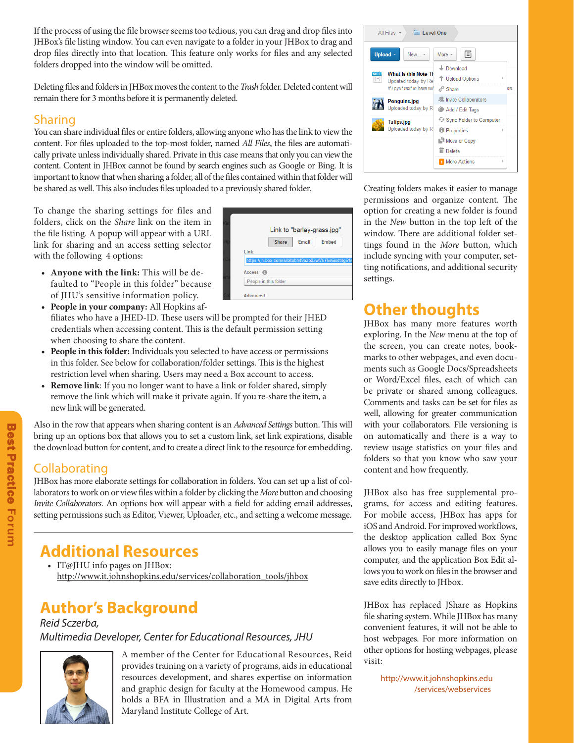If the process of using the file browser seems too tedious, you can drag and drop files into JHBox's file listing window. You can even navigate to a folder in your JHBox to drag and drop files directly into that location. This feature only works for files and any selected folders dropped into the window will be omitted.

Deleting files and folders in JHBox moves the content to the *Trash* folder. Deleted content will remain there for 3 months before it is permanently deleted.

## Sharing

You can share individual files or entire folders, allowing anyone who has the link to view the content. For files uploaded to the top-most folder, named *All Files*, the files are automatically private unless individually shared. Private in this case means that only you can view the content. Content in JHBox cannot be found by search engines such as Google or Bing. It is important to know that when sharing a folder, all of the files contained within that folder will be shared as well. This also includes files uploaded to a previously shared folder.

To change the sharing settings for files and folders, click on the *Share* link on the item in the file listing. A popup will appear with a URL link for sharing and an access setting selector with the following 4 options:

- **Anyone with the link:** This will be defaulted to "People in this folder" because of JHU's sensitive information policy.
- **People in your company:** All Hopkins affiliates who have a JHED-ID. These users will be prompted for their JHED credentials when accessing content. This is the default permission setting when choosing to share the content.
- **People in this folder:** Individuals you selected to have access or permissions in this folder. See below for collaboration/folder settings. This is the highest restriction level when sharing. Users may need a Box account to access.
- **Remove link**: If you no longer want to have a link or folder shared, simply remove the link which will make it private again. If you re-share the item, a new link will be generated.

Also in the row that appears when sharing content is an *Advanced Settings* button. This will bring up an options box that allows you to set a custom link, set link expirations, disable the download button for content, and to create a direct link to the resource for embedding.

## Collaborating

JHBox has more elaborate settings for collaboration in folders. You can set up a list of collaborators to work on or view files within a folder by clicking the *More* button and choosing *Invite Collaborators*. An options box will appear with a field for adding email addresses, setting permissions such as Editor, Viewer, Uploader, etc., and setting a welcome message.

Creating folders makes it easier to manage permissions and organize content. The option for creating a new folder is found in the *New* button in the top left of the window. There are additional folder settings found in the *More* button, which include syncing with your computer, setting notifications, and additional security settings.

## Other thoughts

JHBox has many more features worth exploring. In the *New* menu at the top of the screen, you can create notes, bookmarks to other webpages, and even documents such as Google Docs/Spreadsheets or Word/Excel files, each of which can be private or shared among colleagues. Comments and tasks can be set for files as well, allowing for greater communication with your collaborators. File versioning is on automatically and there is a way to review usage statistics on your files and folders so that you know who saw your content and how frequently.

JHBox also has free supplemental programs, for access and editing features. For mobile access, JHBox has apps for iOS and Android. For improved workflows, the desktop application called Box Sync allows you to easily manage files on your computer, and the application Box Edit allows you to work on files in the browser and save edits directly to JHBox.

JHBox has replaced JShare as Hopkins file sharing system. While JHBox has many convenient features, it will not be able to host webpages. For more information on other options for hosting webpages, please visit:

http://www.it.johnshopkins.edu/services/webservices

## Additional Resources

- IT@JHU info pages on JHBox: http://www.it.johnshopkins.edu/services/collaboration_tools/jhbox

## Author's Background

*Reid Sczerba,*
*Multimedia Developer, Center for Educational Resources, JHU*

A member of the Center for Educational Resources, Reid provides training on a variety of programs, aids in educational resources development, and shares expertise on information and graphic design for faculty at the Homewood campus. He holds a BFA in Illustration and a MA in Digital Arts from Maryland Institute College of Art.